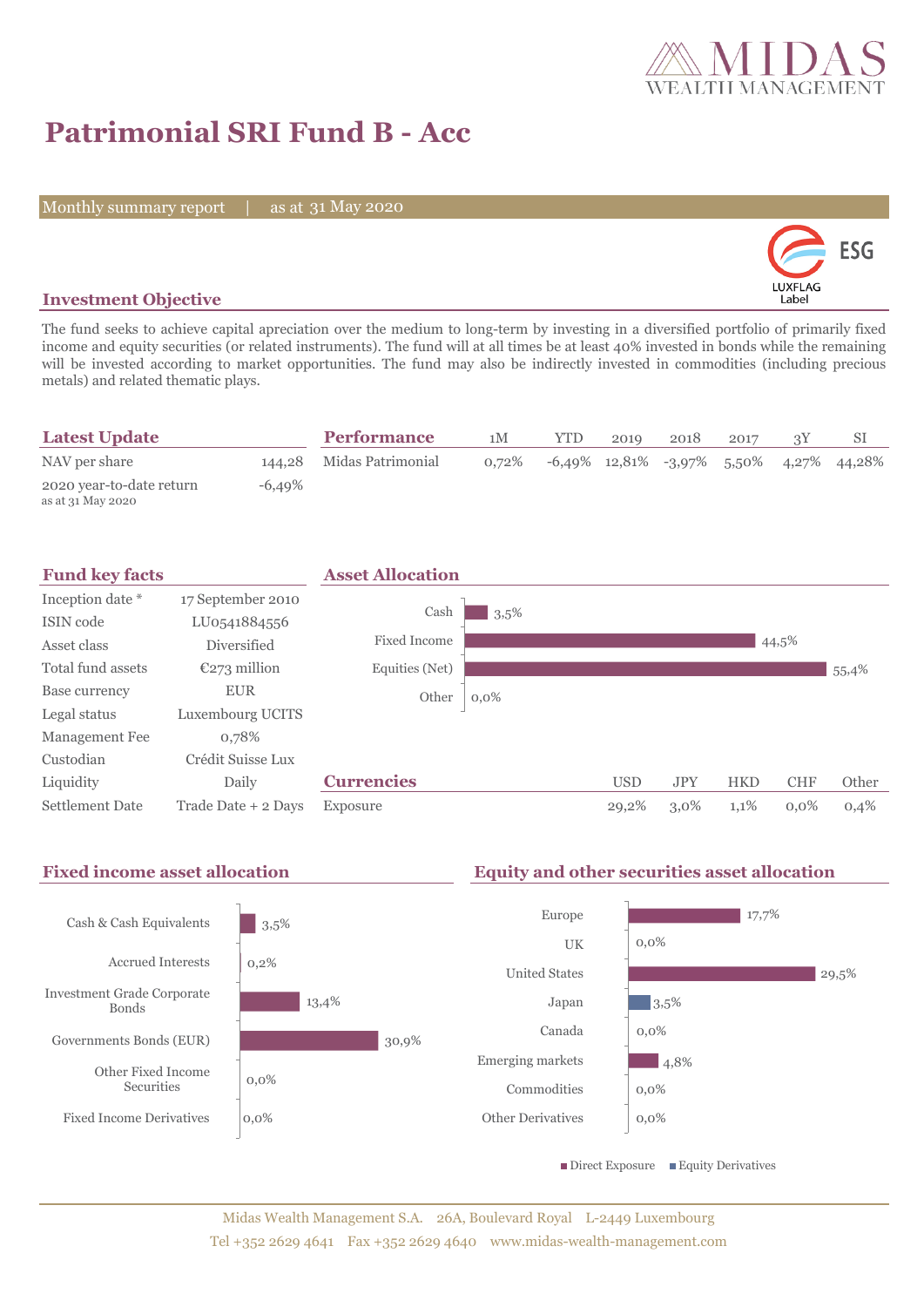MIDAS WEALTH MANAGEMENT

# Patrimonial SRI Fund B - Acc

Monthly summary report | as at 31 May 2020

ESG LUXFLAG Label

## Investment Objective

The fund seeks to achieve capital apreciation over the medium to long-term by investing in a diversified portfolio of primarily fixed income and equity securities (or related instruments). The fund will at all times be at least 40% invested in bonds while the remaining will be invested according to market opportunities. The fund may also be indirectly invested in commodities (including precious metals) and related thematic plays.

## Latest Update

| | |
|---|---|
| NAV per share | 144,28 |
| 2020 year-to-date return<br>as at 31 May 2020 | -6,49% |

## Performance

| Performance | 1M | YTD | 2019 | 2018 | 2017 | 3Y | SI |
|---|---|---|---|---|---|---|---|
| Midas Patrimonial | 0,72% | -6,49% | 12,81% | -3,97% | 5,50% | 4,27% | 44,28% |

## Fund key facts

| | |
|---|---|
| Inception date * | 17 September 2010 |
| ISIN code | LU0541884556 |
| Asset class | Diversified |
| Total fund assets | €273 million |
| Base currency | EUR |
| Legal status | Luxembourg UCITS |
| Management Fee | 0,78% |
| Custodian | Crédit Suisse Lux |
| Liquidity | Daily |
| Settlement Date | Trade Date + 2 Days |

## Asset Allocation

Cash 3,5%
Fixed Income 44,5%
Equities (Net) 55,4%
Other 0,0%

## Currencies

| Currencies | USD | JPY | HKD | CHF | Other |
|---|---|---|---|---|---|
| Exposure | 29,2% | 3,0% | 1,1% | 0,0% | 0,4% |

## Fixed income asset allocation

Cash & Cash Equivalents 3,5%
Accrued Interests 0,2%
Investment Grade Corporate Bonds 13,4%
Governments Bonds (EUR) 30,9%
Other Fixed Income Securities 0,0%
Fixed Income Derivatives 0,0%

## Equity and other securities asset allocation

Europe 17,7%
UK 0,0%
United States 29,5%
Japan 3,5%
Canada 0,0%
Emerging markets 4,8%
Commodities 0,0%
Other Derivatives 0,0%

Direct Exposure ■ Equity Derivatives

Midas Wealth Management S.A. 26A, Boulevard Royal L-2449 Luxembourg
Tel +352 2629 4641 Fax +352 2629 4640 www.midas-wealth-management.com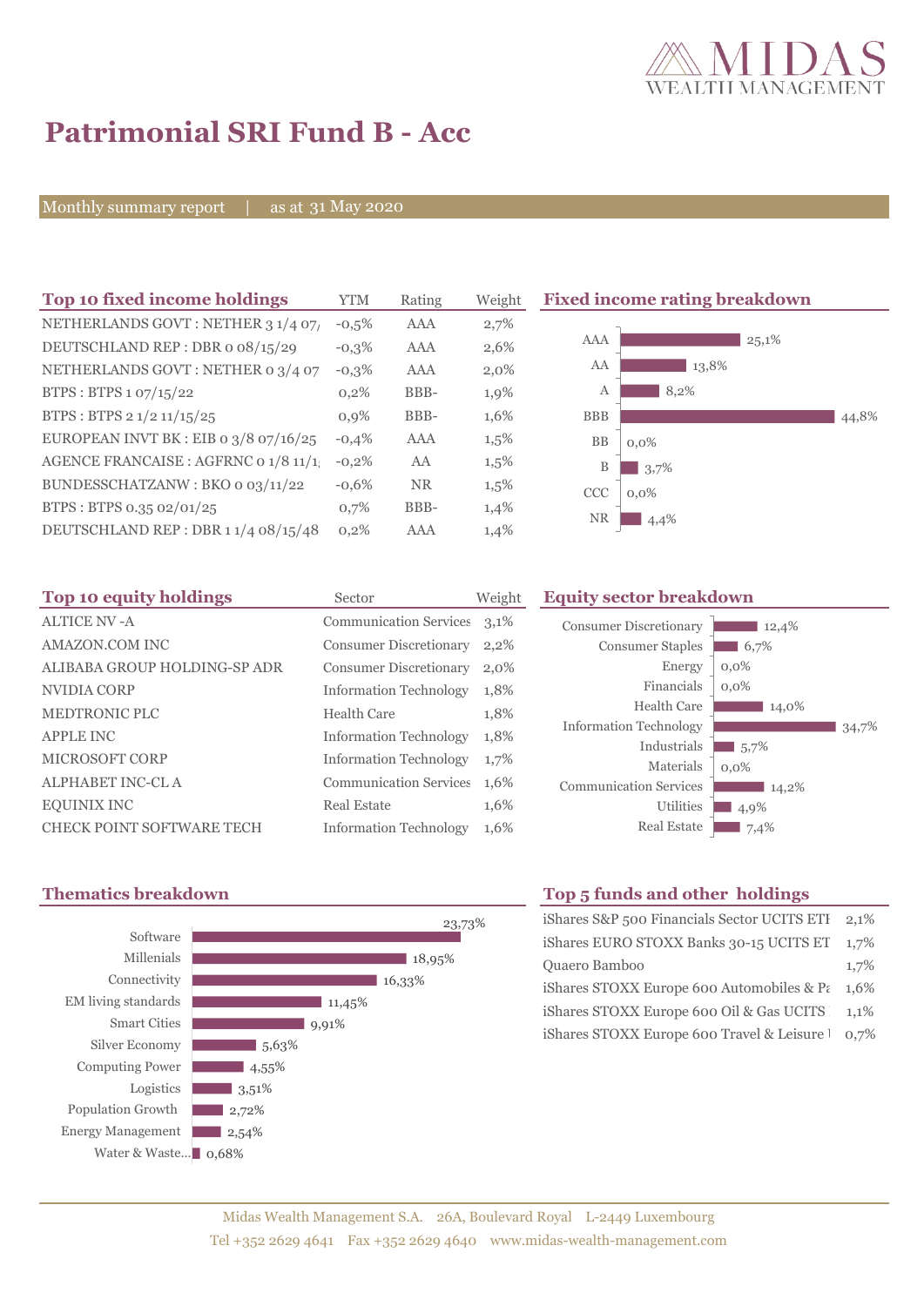MIDAS WEALTH MANAGEMENT

# Patrimonial SRI Fund B - Acc

Monthly summary report | as at 31 May 2020

## Top 10 fixed income holdings

| Top 10 fixed income holdings | YTM | Rating | Weight |
|---|---|---|---|
| NETHERLANDS GOVT : NETHER 3 1/4 07/ | -0,5% | AAA | 2,7% |
| DEUTSCHLAND REP : DBR 0 08/15/29 | -0,3% | AAA | 2,6% |
| NETHERLANDS GOVT : NETHER 0 3/4 07 | -0,3% | AAA | 2,0% |
| BTPS : BTPS 1 07/15/22 | 0,2% | BBB- | 1,9% |
| BTPS : BTPS 2 1/2 11/15/25 | 0,9% | BBB- | 1,6% |
| EUROPEAN INVT BK : EIB 0 3/8 07/16/25 | -0,4% | AAA | 1,5% |
| AGENCE FRANCAISE : AGFRNC 0 1/8 11/1 | -0,2% | AA | 1,5% |
| BUNDESSCHATZANW : BKO 0 03/11/22 | -0,6% | NR | 1,5% |
| BTPS : BTPS 0.35 02/01/25 | 0,7% | BBB- | 1,4% |
| DEUTSCHLAND REP : DBR 1 1/4 08/15/48 | 0,2% | AAA | 1,4% |

## Fixed income rating breakdown

AAA 25,1%
AA 13,8%
A 8,2%
BBB 44,8%
BB 0,0%
B 3,7%
CCC 0,0%
NR 4,4%

## Top 10 equity holdings

| Top 10 equity holdings | Sector | Weight |
|---|---|---|
| ALTICE NV -A | Communication Services | 3,1% |
| AMAZON.COM INC | Consumer Discretionary | 2,2% |
| ALIBABA GROUP HOLDING-SP ADR | Consumer Discretionary | 2,0% |
| NVIDIA CORP | Information Technology | 1,8% |
| MEDTRONIC PLC | Health Care | 1,8% |
| APPLE INC | Information Technology | 1,8% |
| MICROSOFT CORP | Information Technology | 1,7% |
| ALPHABET INC-CL A | Communication Services | 1,6% |
| EQUINIX INC | Real Estate | 1,6% |
| CHECK POINT SOFTWARE TECH | Information Technology | 1,6% |

## Equity sector breakdown

Consumer Discretionary 12,4%
Consumer Staples 6,7%
Energy 0,0%
Financials 0,0%
Health Care 14,0%
Information Technology 34,7%
Industrials 5,7%
Materials 0,0%
Communication Services 14,2%
Utilities 4,9%
Real Estate 7,4%

## Thematics breakdown

Software 23,73%
Millenials 18,95%
Connectivity 16,33%
EM living standards 11,45%
Smart Cities 9,91%
Silver Economy 5,63%
Computing Power 4,55%
Logistics 3,51%
Population Growth 2,72%
Energy Management 2,54%
Water & Waste... 0,68%

## Top 5 funds and other holdings

| | |
|---|---|
| iShares S&P 500 Financials Sector UCITS ETI | 2,1% |
| iShares EURO STOXX Banks 30-15 UCITS ET | 1,7% |
| Quaero Bamboo | 1,7% |
| iShares STOXX Europe 600 Automobiles & Pa | 1,6% |
| iShares STOXX Europe 600 Oil & Gas UCITS | 1,1% |
| iShares STOXX Europe 600 Travel & Leisure I | 0,7% |

Midas Wealth Management S.A. 26A, Boulevard Royal L-2449 Luxembourg
Tel +352 2629 4641 Fax +352 2629 4640 www.midas-wealth-management.com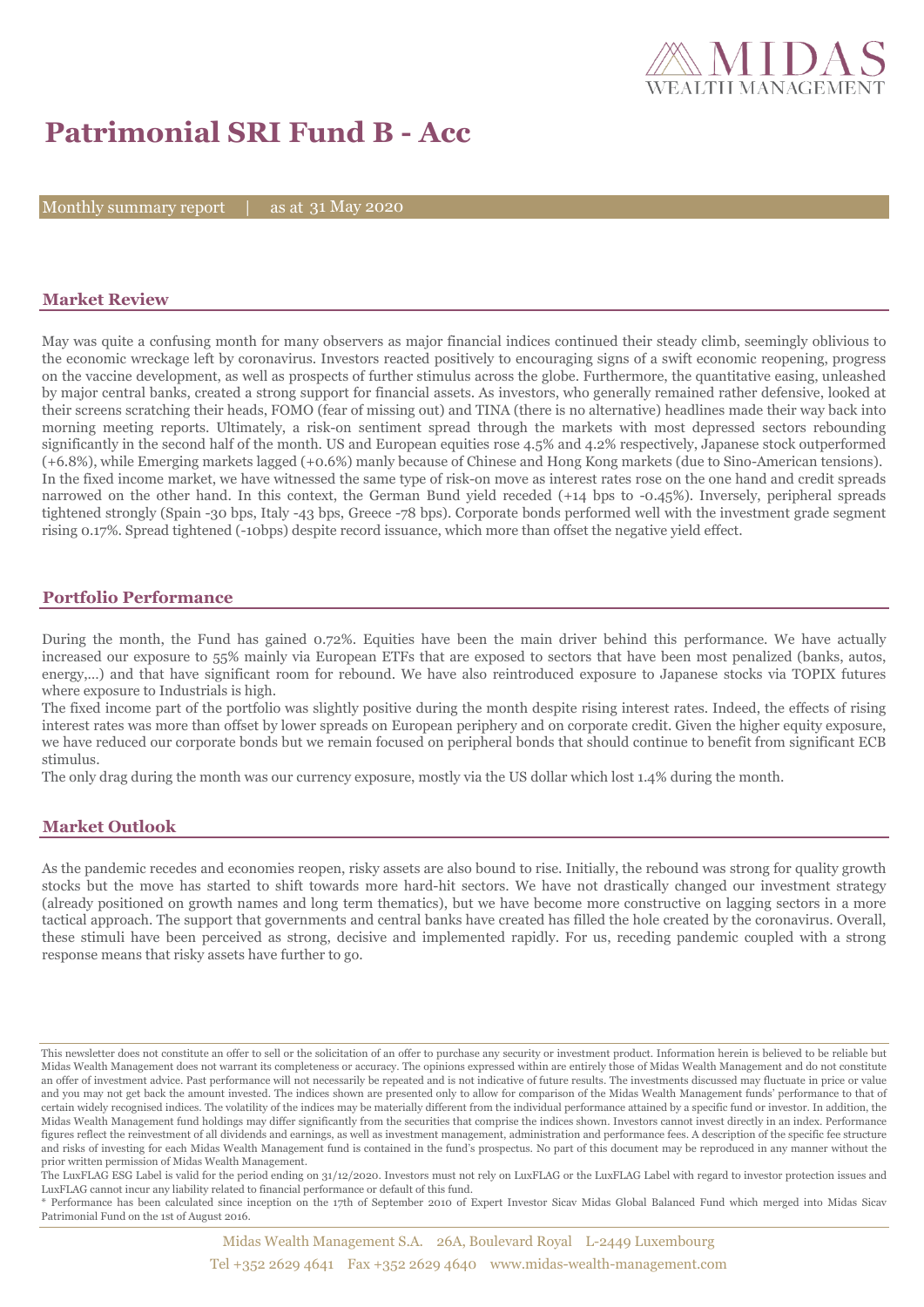# Patrimonial SRI Fund B - Acc

Monthly summary report | as at 31 May 2020

## Market Review

May was quite a confusing month for many observers as major financial indices continued their steady climb, seemingly oblivious to the economic wreckage left by coronavirus. Investors reacted positively to encouraging signs of a swift economic reopening, progress on the vaccine development, as well as prospects of further stimulus across the globe. Furthermore, the quantitative easing, unleashed by major central banks, created a strong support for financial assets. As investors, who generally remained rather defensive, looked at their screens scratching their heads, FOMO (fear of missing out) and TINA (there is no alternative) headlines made their way back into morning meeting reports. Ultimately, a risk-on sentiment spread through the markets with most depressed sectors rebounding significantly in the second half of the month. US and European equities rose 4.5% and 4.2% respectively, Japanese stock outperformed (+6.8%), while Emerging markets lagged (+0.6%) manly because of Chinese and Hong Kong markets (due to Sino-American tensions). In the fixed income market, we have witnessed the same type of risk-on move as interest rates rose on the one hand and credit spreads narrowed on the other hand. In this context, the German Bund yield receded (+14 bps to -0.45%). Inversely, peripheral spreads tightened strongly (Spain -30 bps, Italy -43 bps, Greece -78 bps). Corporate bonds performed well with the investment grade segment rising 0.17%. Spread tightened (-10bps) despite record issuance, which more than offset the negative yield effect.

## Portfolio Performance

During the month, the Fund has gained 0.72%. Equities have been the main driver behind this performance. We have actually increased our exposure to 55% mainly via European ETFs that are exposed to sectors that have been most penalized (banks, autos, energy,…) and that have significant room for rebound. We have also reintroduced exposure to Japanese stocks via TOPIX futures where exposure to Industrials is high.

The fixed income part of the portfolio was slightly positive during the month despite rising interest rates. Indeed, the effects of rising interest rates was more than offset by lower spreads on European periphery and on corporate credit. Given the higher equity exposure, we have reduced our corporate bonds but we remain focused on peripheral bonds that should continue to benefit from significant ECB stimulus.

The only drag during the month was our currency exposure, mostly via the US dollar which lost 1.4% during the month.

## Market Outlook

As the pandemic recedes and economies reopen, risky assets are also bound to rise. Initially, the rebound was strong for quality growth stocks but the move has started to shift towards more hard-hit sectors. We have not drastically changed our investment strategy (already positioned on growth names and long term thematics), but we have become more constructive on lagging sectors in a more tactical approach. The support that governments and central banks have created has filled the hole created by the coronavirus. Overall, these stimuli have been perceived as strong, decisive and implemented rapidly. For us, receding pandemic coupled with a strong response means that risky assets have further to go.

This newsletter does not constitute an offer to sell or the solicitation of an offer to purchase any security or investment product. Information herein is believed to be reliable but Midas Wealth Management does not warrant its completeness or accuracy. The opinions expressed within are entirely those of Midas Wealth Management and do not constitute an offer of investment advice. Past performance will not necessarily be repeated and is not indicative of future results. The investments discussed may fluctuate in price or value and you may not get back the amount invested. The indices shown are presented only to allow for comparison of the Midas Wealth Management funds' performance to that of certain widely recognised indices. The volatility of the indices may be materially different from the individual performance attained by a specific fund or investor. In addition, the Midas Wealth Management fund holdings may differ significantly from the securities that comprise the indices shown. Investors cannot invest directly in an index. Performance figures reflect the reinvestment of all dividends and earnings, as well as investment management, administration and performance fees. A description of the specific fee structure and risks of investing for each Midas Wealth Management fund is contained in the fund's prospectus. No part of this document may be reproduced in any manner without the prior written permission of Midas Wealth Management.

The LuxFLAG ESG Label is valid for the period ending on 31/12/2020. Investors must not rely on LuxFLAG or the LuxFLAG Label with regard to investor protection issues and LuxFLAG cannot incur any liability related to financial performance or default of this fund.

\* Performance has been calculated since inception on the 17th of September 2010 of Expert Investor Sicav Midas Global Balanced Fund which merged into Midas Sicav Patrimonial Fund on the 1st of August 2016.

Midas Wealth Management S.A. 26A, Boulevard Royal L-2449 Luxembourg

Tel +352 2629 4641 Fax +352 2629 4640 www.midas-wealth-management.com